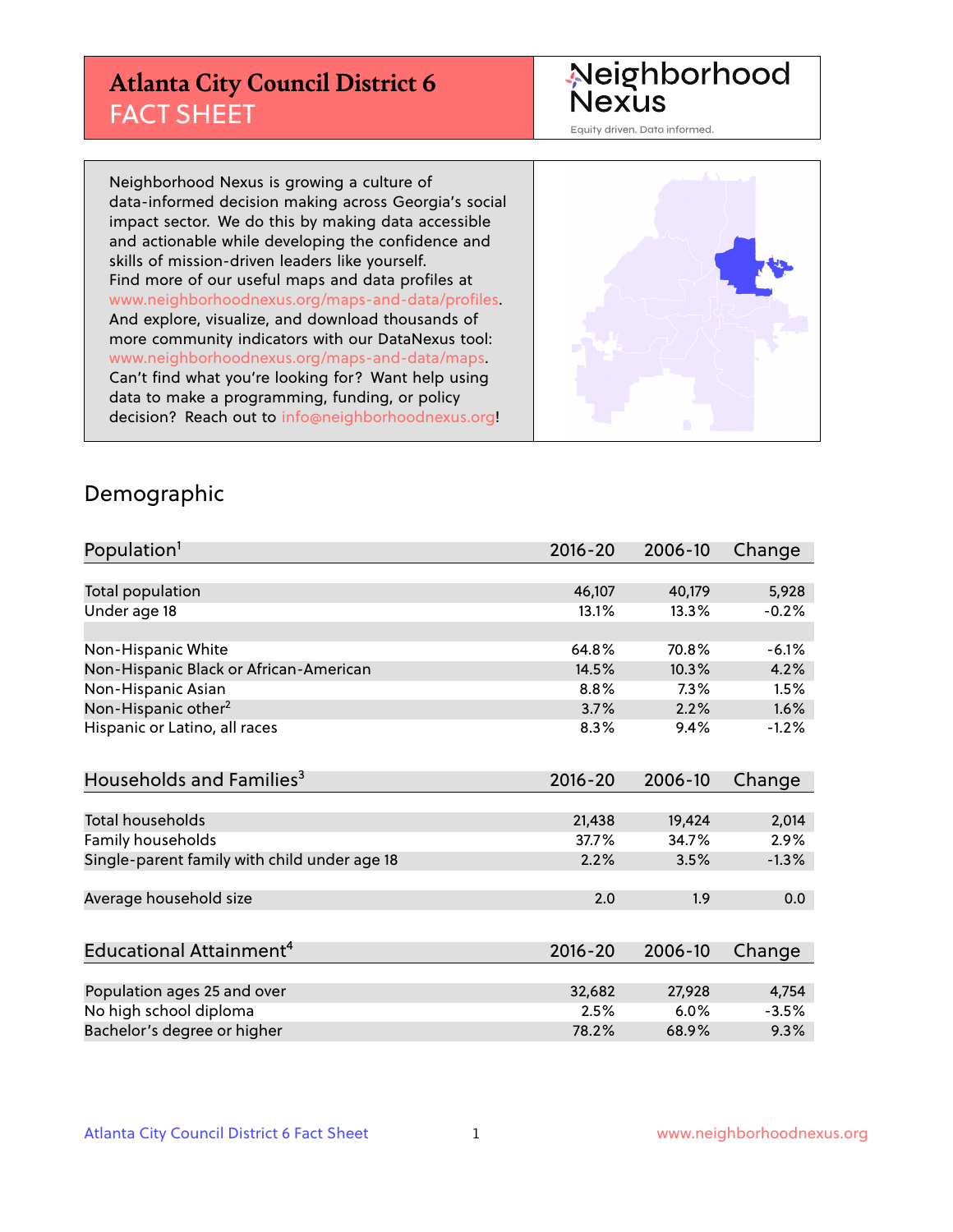# Atlanta City Council District 6
## FACT SHEET

Neighborhood Nexus

Equity driven. Data informed.

Neighborhood Nexus is growing a culture of data-informed decision making across Georgia's social impact sector. We do this by making data accessible and actionable while developing the confidence and skills of mission-driven leaders like yourself. Find more of our useful maps and data profiles at www.neighborhoodnexus.org/maps-and-data/profiles. And explore, visualize, and download thousands of more community indicators with our DataNexus tool: www.neighborhoodnexus.org/maps-and-data/maps. Can't find what you're looking for? Want help using data to make a programming, funding, or policy decision? Reach out to info@neighborhoodnexus.org!

## Demographic

| Population[1] | 2016-20 | 2006-10 | Change |
|---|---|---|---|
| Total population | 46,107 | 40,179 | 5,928 |
| Under age 18 | 13.1% | 13.3% | -0.2% |
| | | | |
| Non-Hispanic White | 64.8% | 70.8% | -6.1% |
| Non-Hispanic Black or African-American | 14.5% | 10.3% | 4.2% |
| Non-Hispanic Asian | 8.8% | 7.3% | 1.5% |
| Non-Hispanic other[2] | 3.7% | 2.2% | 1.6% |
| Hispanic or Latino, all races | 8.3% | 9.4% | -1.2% |

| Households and Families[3] | 2016-20 | 2006-10 | Change |
|---|---|---|---|
| Total households | 21,438 | 19,424 | 2,014 |
| Family households | 37.7% | 34.7% | 2.9% |
| Single-parent family with child under age 18 | 2.2% | 3.5% | -1.3% |
| | | | |
| Average household size | 2.0 | 1.9 | 0.0 |

| Educational Attainment[4] | 2016-20 | 2006-10 | Change |
|---|---|---|---|
| Population ages 25 and over | 32,682 | 27,928 | 4,754 |
| No high school diploma | 2.5% | 6.0% | -3.5% |
| Bachelor's degree or higher | 78.2% | 68.9% | 9.3% |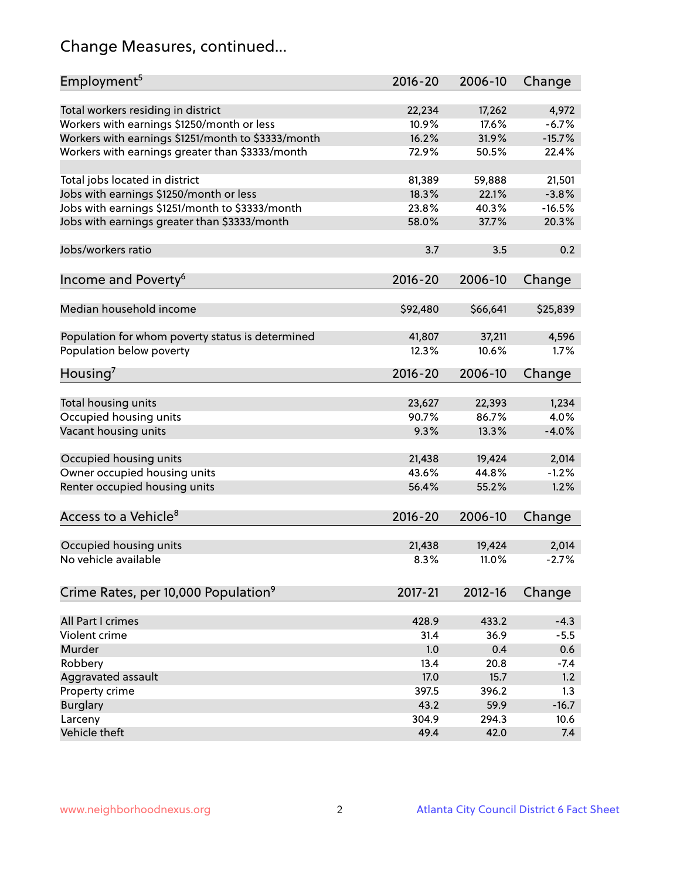# Change Measures, continued...

| Employment[5] | 2016-20 | 2006-10 | Change |
|---|---|---|---|
| Total workers residing in district | 22,234 | 17,262 | 4,972 |
| Workers with earnings $1250/month or less | 10.9% | 17.6% | -6.7% |
| Workers with earnings $1251/month to $3333/month | 16.2% | 31.9% | -15.7% |
| Workers with earnings greater than $3333/month | 72.9% | 50.5% | 22.4% |
| | | | |
| Total jobs located in district | 81,389 | 59,888 | 21,501 |
| Jobs with earnings $1250/month or less | 18.3% | 22.1% | -3.8% |
| Jobs with earnings $1251/month to $3333/month | 23.8% | 40.3% | -16.5% |
| Jobs with earnings greater than $3333/month | 58.0% | 37.7% | 20.3% |
| | | | |
| Jobs/workers ratio | 3.7 | 3.5 | 0.2 |

| Income and Poverty[6] | 2016-20 | 2006-10 | Change |
|---|---|---|---|
| Median household income | $92,480 | $66,641 | $25,839 |
| | | | |
| Population for whom poverty status is determined | 41,807 | 37,211 | 4,596 |
| Population below poverty | 12.3% | 10.6% | 1.7% |

| Housing[7] | 2016-20 | 2006-10 | Change |
|---|---|---|---|
| Total housing units | 23,627 | 22,393 | 1,234 |
| Occupied housing units | 90.7% | 86.7% | 4.0% |
| Vacant housing units | 9.3% | 13.3% | -4.0% |
| | | | |
| Occupied housing units | 21,438 | 19,424 | 2,014 |
| Owner occupied housing units | 43.6% | 44.8% | -1.2% |
| Renter occupied housing units | 56.4% | 55.2% | 1.2% |

| Access to a Vehicle[8] | 2016-20 | 2006-10 | Change |
|---|---|---|---|
| Occupied housing units | 21,438 | 19,424 | 2,014 |
| No vehicle available | 8.3% | 11.0% | -2.7% |

| Crime Rates, per 10,000 Population[9] | 2017-21 | 2012-16 | Change |
|---|---|---|---|
| All Part I crimes | 428.9 | 433.2 | -4.3 |
| Violent crime | 31.4 | 36.9 | -5.5 |
| Murder | 1.0 | 0.4 | 0.6 |
| Robbery | 13.4 | 20.8 | -7.4 |
| Aggravated assault | 17.0 | 15.7 | 1.2 |
| Property crime | 397.5 | 396.2 | 1.3 |
| Burglary | 43.2 | 59.9 | -16.7 |
| Larceny | 304.9 | 294.3 | 10.6 |
| Vehicle theft | 49.4 | 42.0 | 7.4 |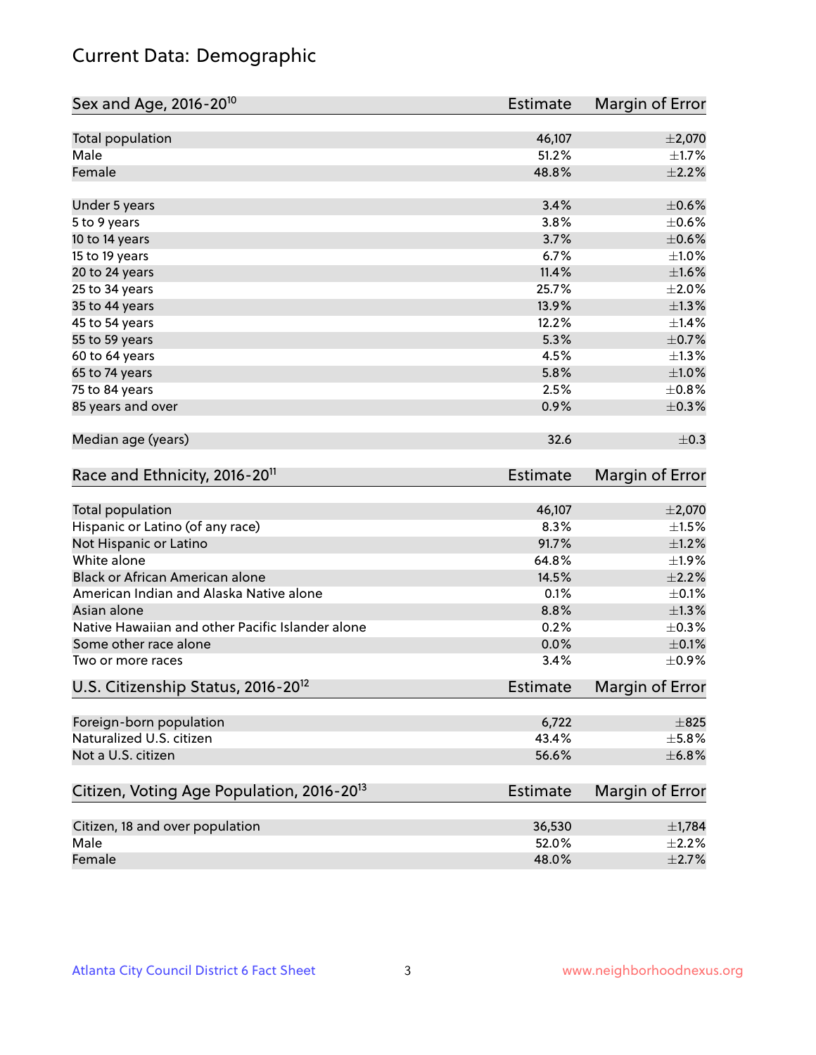# Current Data: Demographic

| Sex and Age, 2016-20[10] | Estimate | Margin of Error |
|---|---|---|
| Total population | 46,107 | ±2,070 |
| Male | 51.2% | ±1.7% |
| Female | 48.8% | ±2.2% |
| Under 5 years | 3.4% | ±0.6% |
| 5 to 9 years | 3.8% | ±0.6% |
| 10 to 14 years | 3.7% | ±0.6% |
| 15 to 19 years | 6.7% | ±1.0% |
| 20 to 24 years | 11.4% | ±1.6% |
| 25 to 34 years | 25.7% | ±2.0% |
| 35 to 44 years | 13.9% | ±1.3% |
| 45 to 54 years | 12.2% | ±1.4% |
| 55 to 59 years | 5.3% | ±0.7% |
| 60 to 64 years | 4.5% | ±1.3% |
| 65 to 74 years | 5.8% | ±1.0% |
| 75 to 84 years | 2.5% | ±0.8% |
| 85 years and over | 0.9% | ±0.3% |
| Median age (years) | 32.6 | ±0.3 |

| Race and Ethnicity, 2016-20[11] | Estimate | Margin of Error |
|---|---|---|
| Total population | 46,107 | ±2,070 |
| Hispanic or Latino (of any race) | 8.3% | ±1.5% |
| Not Hispanic or Latino | 91.7% | ±1.2% |
| White alone | 64.8% | ±1.9% |
| Black or African American alone | 14.5% | ±2.2% |
| American Indian and Alaska Native alone | 0.1% | ±0.1% |
| Asian alone | 8.8% | ±1.3% |
| Native Hawaiian and other Pacific Islander alone | 0.2% | ±0.3% |
| Some other race alone | 0.0% | ±0.1% |
| Two or more races | 3.4% | ±0.9% |

| U.S. Citizenship Status, 2016-20[12] | Estimate | Margin of Error |
|---|---|---|
| Foreign-born population | 6,722 | ±825 |
| Naturalized U.S. citizen | 43.4% | ±5.8% |
| Not a U.S. citizen | 56.6% | ±6.8% |

| Citizen, Voting Age Population, 2016-20[13] | Estimate | Margin of Error |
|---|---|---|
| Citizen, 18 and over population | 36,530 | ±1,784 |
| Male | 52.0% | ±2.2% |
| Female | 48.0% | ±2.7% |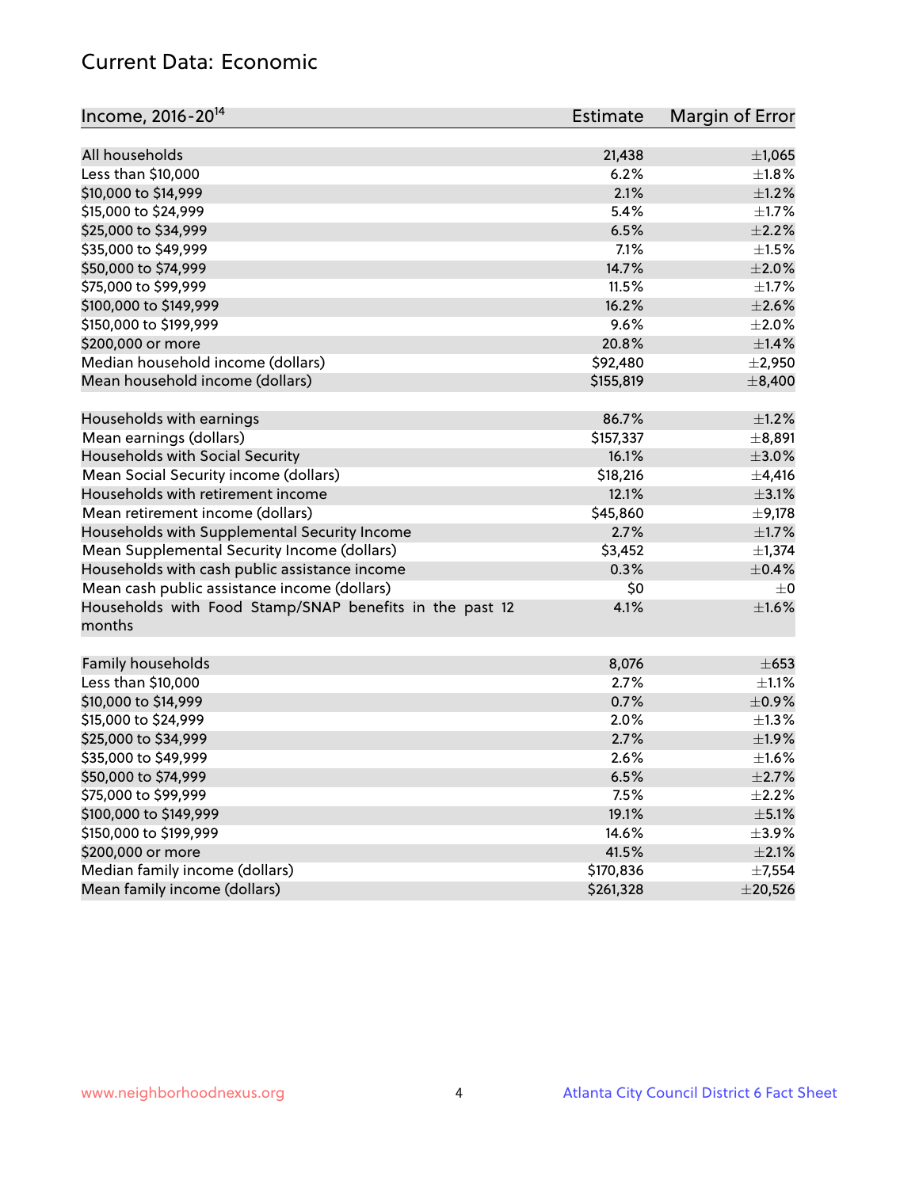## Current Data: Economic

| Income, 2016-20[14] | Estimate | Margin of Error |
|---|---|---|
| All households | 21,438 | ±1,065 |
| Less than $10,000 | 6.2% | ±1.8% |
| $10,000 to $14,999 | 2.1% | ±1.2% |
| $15,000 to $24,999 | 5.4% | ±1.7% |
| $25,000 to $34,999 | 6.5% | ±2.2% |
| $35,000 to $49,999 | 7.1% | ±1.5% |
| $50,000 to $74,999 | 14.7% | ±2.0% |
| $75,000 to $99,999 | 11.5% | ±1.7% |
| $100,000 to $149,999 | 16.2% | ±2.6% |
| $150,000 to $199,999 | 9.6% | ±2.0% |
| $200,000 or more | 20.8% | ±1.4% |
| Median household income (dollars) | $92,480 | ±2,950 |
| Mean household income (dollars) | $155,819 | ±8,400 |
| | | |
| Households with earnings | 86.7% | ±1.2% |
| Mean earnings (dollars) | $157,337 | ±8,891 |
| Households with Social Security | 16.1% | ±3.0% |
| Mean Social Security income (dollars) | $18,216 | ±4,416 |
| Households with retirement income | 12.1% | ±3.1% |
| Mean retirement income (dollars) | $45,860 | ±9,178 |
| Households with Supplemental Security Income | 2.7% | ±1.7% |
| Mean Supplemental Security Income (dollars) | $3,452 | ±1,374 |
| Households with cash public assistance income | 0.3% | ±0.4% |
| Mean cash public assistance income (dollars) | $0 | ±0 |
| Households with Food Stamp/SNAP benefits in the past 12 months | 4.1% | ±1.6% |
| | | |
| Family households | 8,076 | ±653 |
| Less than $10,000 | 2.7% | ±1.1% |
| $10,000 to $14,999 | 0.7% | ±0.9% |
| $15,000 to $24,999 | 2.0% | ±1.3% |
| $25,000 to $34,999 | 2.7% | ±1.9% |
| $35,000 to $49,999 | 2.6% | ±1.6% |
| $50,000 to $74,999 | 6.5% | ±2.7% |
| $75,000 to $99,999 | 7.5% | ±2.2% |
| $100,000 to $149,999 | 19.1% | ±5.1% |
| $150,000 to $199,999 | 14.6% | ±3.9% |
| $200,000 or more | 41.5% | ±2.1% |
| Median family income (dollars) | $170,836 | ±7,554 |
| Mean family income (dollars) | $261,328 | ±20,526 |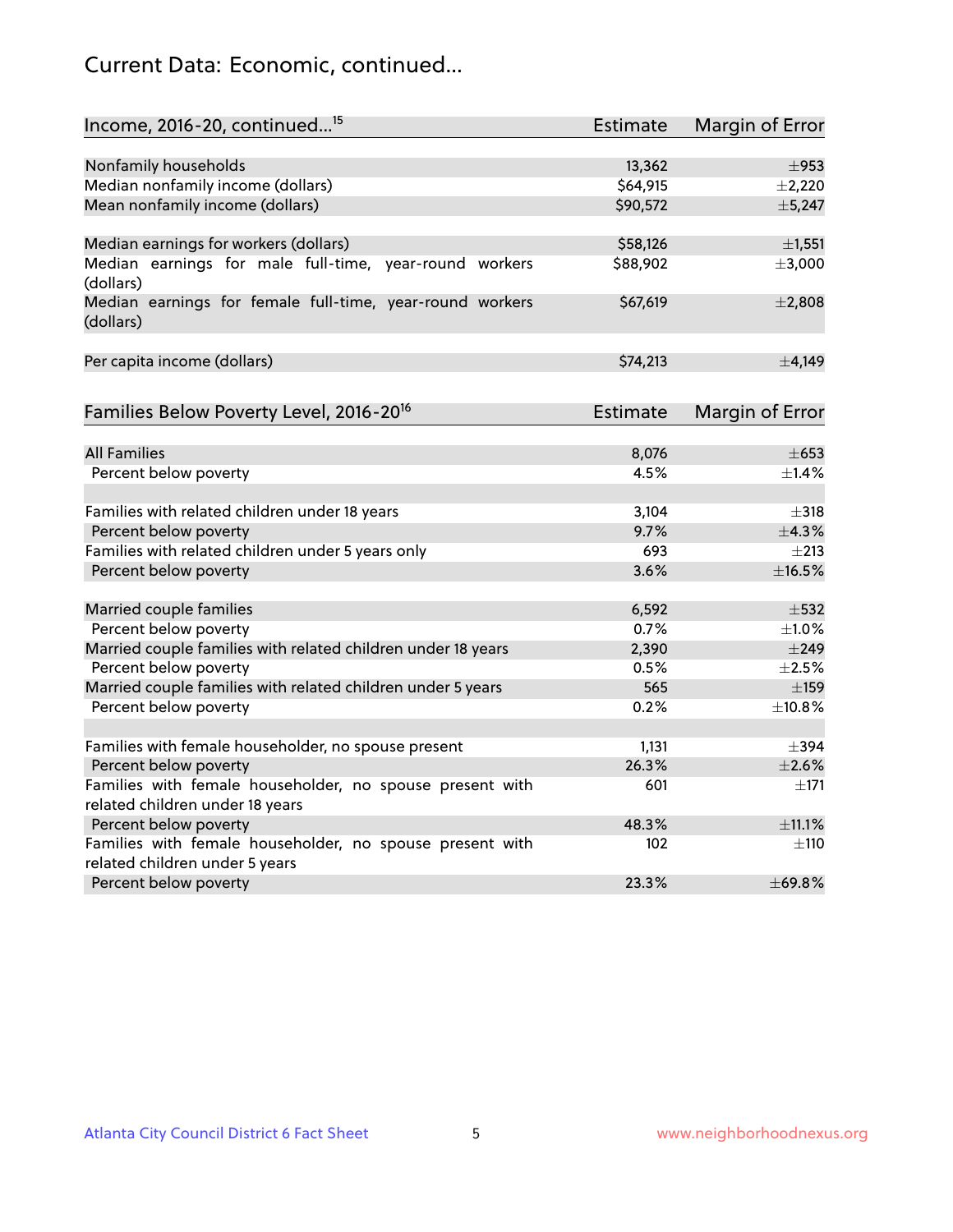## Current Data: Economic, continued...

| Income, 2016-20, continued...[15] | Estimate | Margin of Error |
|---|---|---|
| Nonfamily households | 13,362 | ±953 |
| Median nonfamily income (dollars) | $64,915 | ±2,220 |
| Mean nonfamily income (dollars) | $90,572 | ±5,247 |
| | | |
| Median earnings for workers (dollars) | $58,126 | ±1,551 |
| Median earnings for male full-time, year-round workers (dollars) | $88,902 | ±3,000 |
| Median earnings for female full-time, year-round workers (dollars) | $67,619 | ±2,808 |
| | | |
| Per capita income (dollars) | $74,213 | ±4,149 |

| Families Below Poverty Level, 2016-20[16] | Estimate | Margin of Error |
|---|---|---|
| All Families | 8,076 | ±653 |
| Percent below poverty | 4.5% | ±1.4% |
| | | |
| Families with related children under 18 years | 3,104 | ±318 |
| Percent below poverty | 9.7% | ±4.3% |
| Families with related children under 5 years only | 693 | ±213 |
| Percent below poverty | 3.6% | ±16.5% |
| | | |
| Married couple families | 6,592 | ±532 |
| Percent below poverty | 0.7% | ±1.0% |
| Married couple families with related children under 18 years | 2,390 | ±249 |
| Percent below poverty | 0.5% | ±2.5% |
| Married couple families with related children under 5 years | 565 | ±159 |
| Percent below poverty | 0.2% | ±10.8% |
| | | |
| Families with female householder, no spouse present | 1,131 | ±394 |
| Percent below poverty | 26.3% | ±2.6% |
| Families with female householder, no spouse present with related children under 18 years | 601 | ±171 |
| Percent below poverty | 48.3% | ±11.1% |
| Families with female householder, no spouse present with related children under 5 years | 102 | ±110 |
| Percent below poverty | 23.3% | ±69.8% |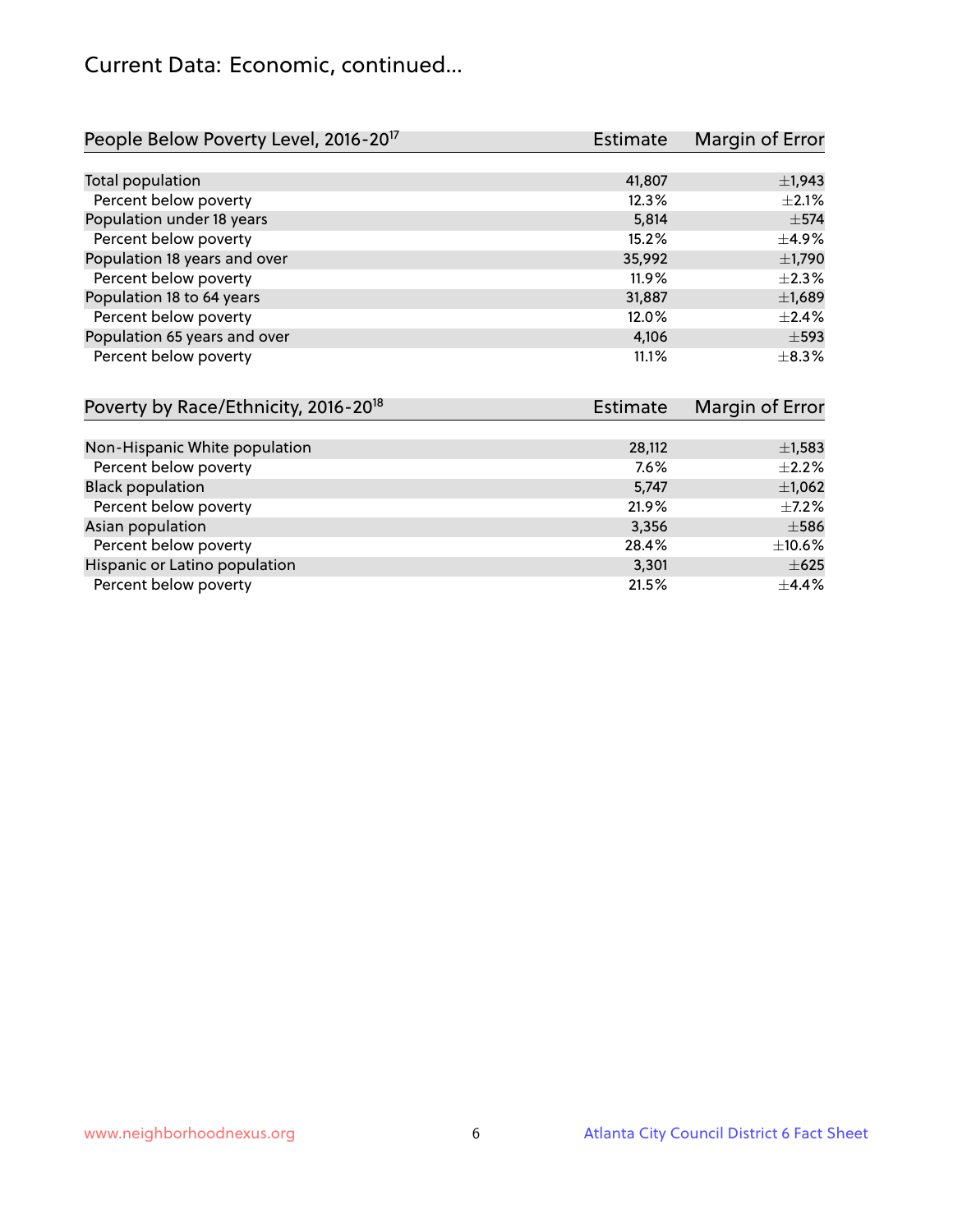## Current Data: Economic, continued...

| People Below Poverty Level, 2016-20[17] | Estimate | Margin of Error |
|---|---|---|
| Total population | 41,807 | ±1,943 |
| Percent below poverty | 12.3% | ±2.1% |
| Population under 18 years | 5,814 | ±574 |
| Percent below poverty | 15.2% | ±4.9% |
| Population 18 years and over | 35,992 | ±1,790 |
| Percent below poverty | 11.9% | ±2.3% |
| Population 18 to 64 years | 31,887 | ±1,689 |
| Percent below poverty | 12.0% | ±2.4% |
| Population 65 years and over | 4,106 | ±593 |
| Percent below poverty | 11.1% | ±8.3% |

| Poverty by Race/Ethnicity, 2016-20[18] | Estimate | Margin of Error |
|---|---|---|
| Non-Hispanic White population | 28,112 | ±1,583 |
| Percent below poverty | 7.6% | ±2.2% |
| Black population | 5,747 | ±1,062 |
| Percent below poverty | 21.9% | ±7.2% |
| Asian population | 3,356 | ±586 |
| Percent below poverty | 28.4% | ±10.6% |
| Hispanic or Latino population | 3,301 | ±625 |
| Percent below poverty | 21.5% | ±4.4% |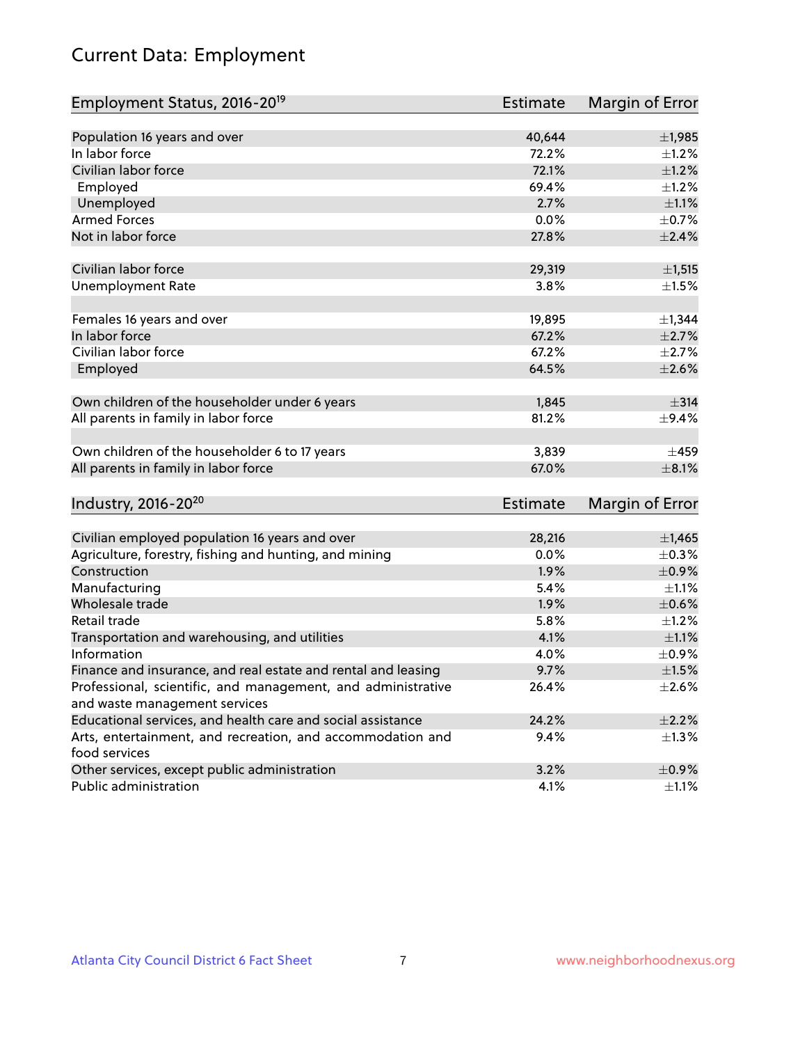# Current Data: Employment

| Employment Status, 2016-20[19] | Estimate | Margin of Error |
|---|---|---|
| Population 16 years and over | 40,644 | ±1,985 |
| In labor force | 72.2% | ±1.2% |
| Civilian labor force | 72.1% | ±1.2% |
| Employed | 69.4% | ±1.2% |
| Unemployed | 2.7% | ±1.1% |
| Armed Forces | 0.0% | ±0.7% |
| Not in labor force | 27.8% | ±2.4% |
| | | |
| Civilian labor force | 29,319 | ±1,515 |
| Unemployment Rate | 3.8% | ±1.5% |
| | | |
| Females 16 years and over | 19,895 | ±1,344 |
| In labor force | 67.2% | ±2.7% |
| Civilian labor force | 67.2% | ±2.7% |
| Employed | 64.5% | ±2.6% |
| | | |
| Own children of the householder under 6 years | 1,845 | ±314 |
| All parents in family in labor force | 81.2% | ±9.4% |
| | | |
| Own children of the householder 6 to 17 years | 3,839 | ±459 |
| All parents in family in labor force | 67.0% | ±8.1% |

| Industry, 2016-20[20] | Estimate | Margin of Error |
|---|---|---|
| Civilian employed population 16 years and over | 28,216 | ±1,465 |
| Agriculture, forestry, fishing and hunting, and mining | 0.0% | ±0.3% |
| Construction | 1.9% | ±0.9% |
| Manufacturing | 5.4% | ±1.1% |
| Wholesale trade | 1.9% | ±0.6% |
| Retail trade | 5.8% | ±1.2% |
| Transportation and warehousing, and utilities | 4.1% | ±1.1% |
| Information | 4.0% | ±0.9% |
| Finance and insurance, and real estate and rental and leasing | 9.7% | ±1.5% |
| Professional, scientific, and management, and administrative and waste management services | 26.4% | ±2.6% |
| Educational services, and health care and social assistance | 24.2% | ±2.2% |
| Arts, entertainment, and recreation, and accommodation and food services | 9.4% | ±1.3% |
| Other services, except public administration | 3.2% | ±0.9% |
| Public administration | 4.1% | ±1.1% |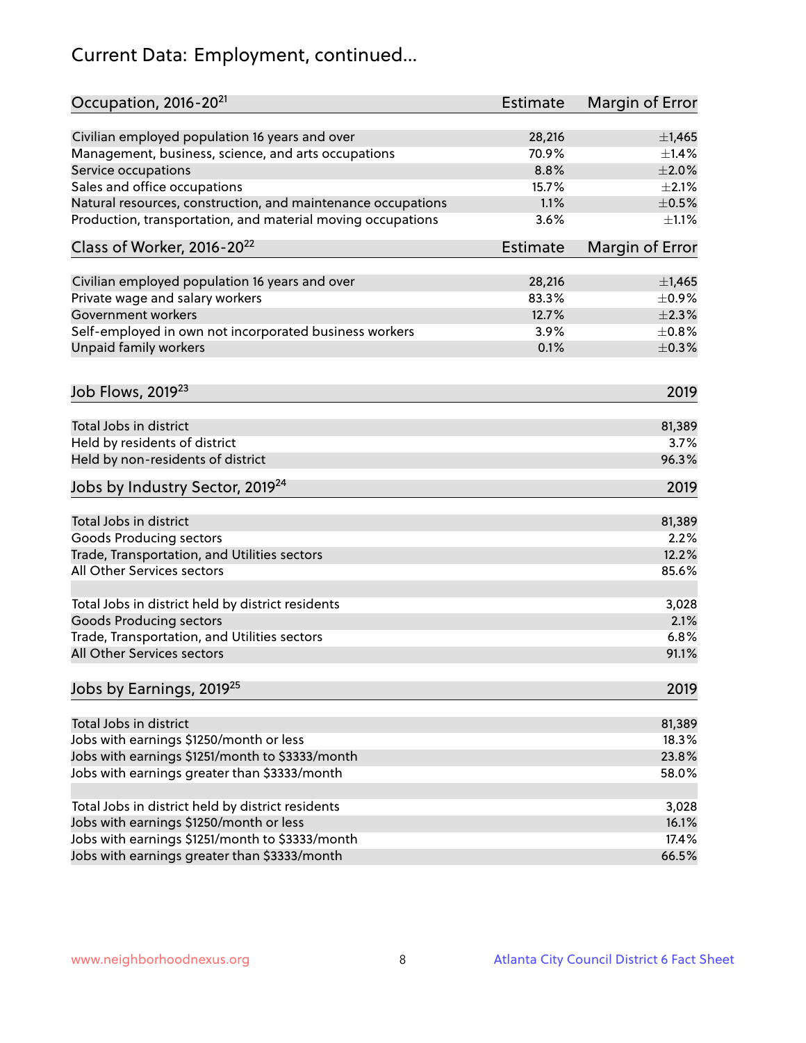# Current Data: Employment, continued...

| Occupation, 2016-20[21] | Estimate | Margin of Error |
|---|---|---|
| Civilian employed population 16 years and over | 28,216 | ±1,465 |
| Management, business, science, and arts occupations | 70.9% | ±1.4% |
| Service occupations | 8.8% | ±2.0% |
| Sales and office occupations | 15.7% | ±2.1% |
| Natural resources, construction, and maintenance occupations | 1.1% | ±0.5% |
| Production, transportation, and material moving occupations | 3.6% | ±1.1% |

| Class of Worker, 2016-20[22] | Estimate | Margin of Error |
|---|---|---|
| Civilian employed population 16 years and over | 28,216 | ±1,465 |
| Private wage and salary workers | 83.3% | ±0.9% |
| Government workers | 12.7% | ±2.3% |
| Self-employed in own not incorporated business workers | 3.9% | ±0.8% |
| Unpaid family workers | 0.1% | ±0.3% |

| Job Flows, 2019[23] | 2019 |
|---|---|
| Total Jobs in district | 81,389 |
| Held by residents of district | 3.7% |
| Held by non-residents of district | 96.3% |

| Jobs by Industry Sector, 2019[24] | 2019 |
|---|---|
| Total Jobs in district | 81,389 |
| Goods Producing sectors | 2.2% |
| Trade, Transportation, and Utilities sectors | 12.2% |
| All Other Services sectors | 85.6% |
| | |
| Total Jobs in district held by district residents | 3,028 |
| Goods Producing sectors | 2.1% |
| Trade, Transportation, and Utilities sectors | 6.8% |
| All Other Services sectors | 91.1% |

| Jobs by Earnings, 2019[25] | 2019 |
|---|---|
| Total Jobs in district | 81,389 |
| Jobs with earnings $1250/month or less | 18.3% |
| Jobs with earnings $1251/month to $3333/month | 23.8% |
| Jobs with earnings greater than $3333/month | 58.0% |
| | |
| Total Jobs in district held by district residents | 3,028 |
| Jobs with earnings $1250/month or less | 16.1% |
| Jobs with earnings $1251/month to $3333/month | 17.4% |
| Jobs with earnings greater than $3333/month | 66.5% |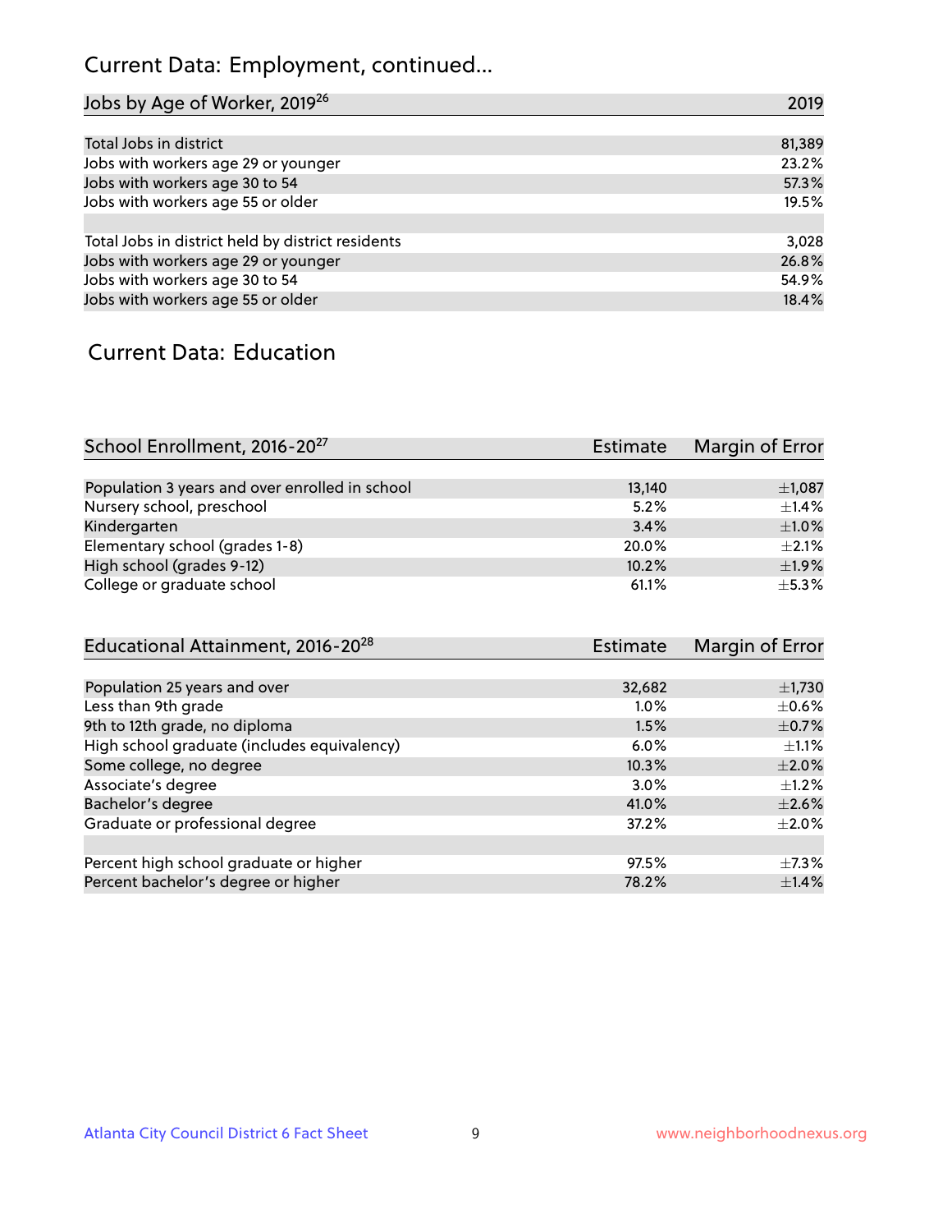## Current Data: Employment, continued...

| Jobs by Age of Worker, 2019[26] | 2019 |
|---|---|
| Total Jobs in district | 81,389 |
| Jobs with workers age 29 or younger | 23.2% |
| Jobs with workers age 30 to 54 | 57.3% |
| Jobs with workers age 55 or older | 19.5% |
| | |
| Total Jobs in district held by district residents | 3,028 |
| Jobs with workers age 29 or younger | 26.8% |
| Jobs with workers age 30 to 54 | 54.9% |
| Jobs with workers age 55 or older | 18.4% |

## Current Data: Education

| School Enrollment, 2016-20[27] | Estimate | Margin of Error |
|---|---|---|
| Population 3 years and over enrolled in school | 13,140 | ±1,087 |
| Nursery school, preschool | 5.2% | ±1.4% |
| Kindergarten | 3.4% | ±1.0% |
| Elementary school (grades 1-8) | 20.0% | ±2.1% |
| High school (grades 9-12) | 10.2% | ±1.9% |
| College or graduate school | 61.1% | ±5.3% |

| Educational Attainment, 2016-20[28] | Estimate | Margin of Error |
|---|---|---|
| Population 25 years and over | 32,682 | ±1,730 |
| Less than 9th grade | 1.0% | ±0.6% |
| 9th to 12th grade, no diploma | 1.5% | ±0.7% |
| High school graduate (includes equivalency) | 6.0% | ±1.1% |
| Some college, no degree | 10.3% | ±2.0% |
| Associate's degree | 3.0% | ±1.2% |
| Bachelor's degree | 41.0% | ±2.6% |
| Graduate or professional degree | 37.2% | ±2.0% |
| | | |
| Percent high school graduate or higher | 97.5% | ±7.3% |
| Percent bachelor's degree or higher | 78.2% | ±1.4% |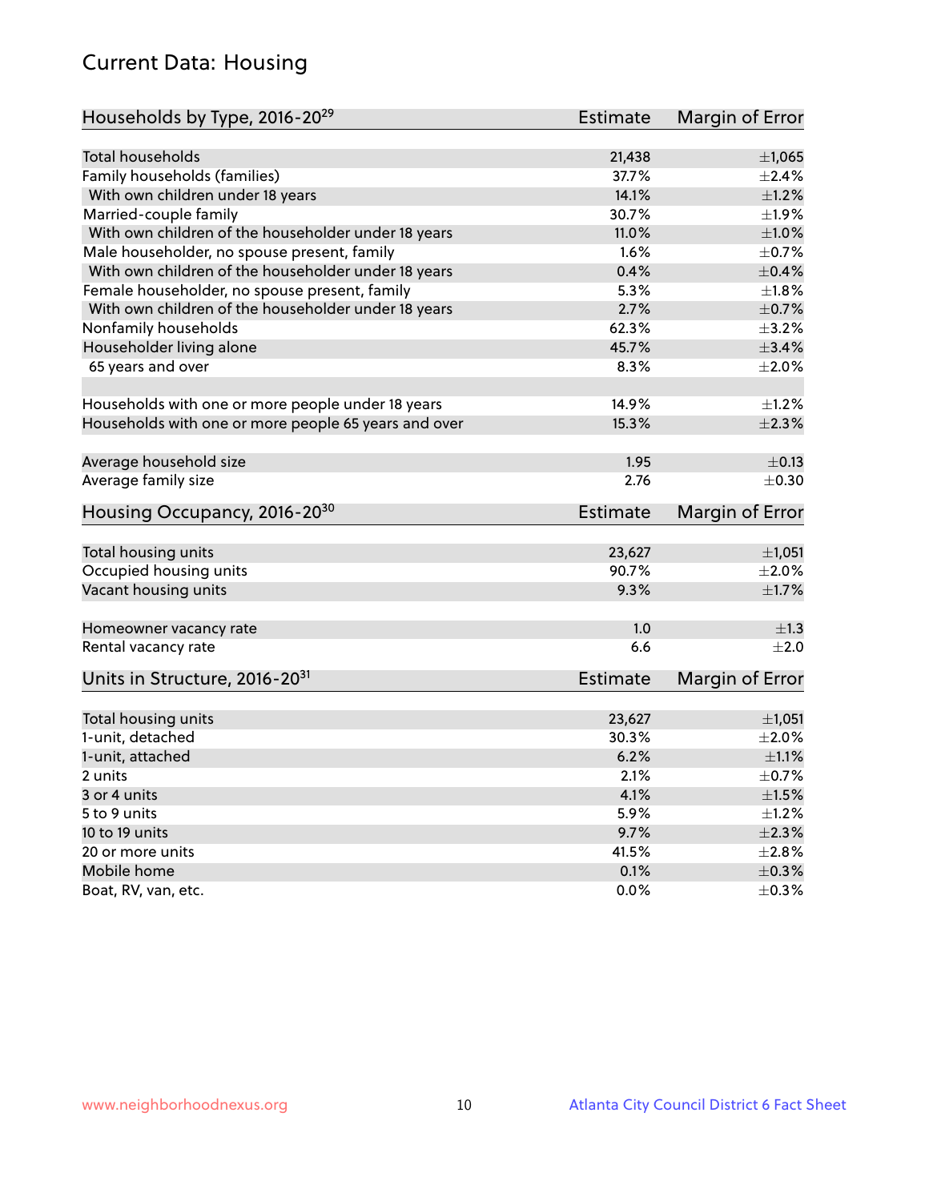# Current Data: Housing

| Households by Type, 2016-20[29] | Estimate | Margin of Error |
|---|---|---|
| Total households | 21,438 | ±1,065 |
| Family households (families) | 37.7% | ±2.4% |
| With own children under 18 years | 14.1% | ±1.2% |
| Married-couple family | 30.7% | ±1.9% |
| With own children of the householder under 18 years | 11.0% | ±1.0% |
| Male householder, no spouse present, family | 1.6% | ±0.7% |
| With own children of the householder under 18 years | 0.4% | ±0.4% |
| Female householder, no spouse present, family | 5.3% | ±1.8% |
| With own children of the householder under 18 years | 2.7% | ±0.7% |
| Nonfamily households | 62.3% | ±3.2% |
| Householder living alone | 45.7% | ±3.4% |
| 65 years and over | 8.3% | ±2.0% |
| | | |
| Households with one or more people under 18 years | 14.9% | ±1.2% |
| Households with one or more people 65 years and over | 15.3% | ±2.3% |
| | | |
| Average household size | 1.95 | ±0.13 |
| Average family size | 2.76 | ±0.30 |

| Housing Occupancy, 2016-20[30] | Estimate | Margin of Error |
|---|---|---|
| Total housing units | 23,627 | ±1,051 |
| Occupied housing units | 90.7% | ±2.0% |
| Vacant housing units | 9.3% | ±1.7% |
| | | |
| Homeowner vacancy rate | 1.0 | ±1.3 |
| Rental vacancy rate | 6.6 | ±2.0 |

| Units in Structure, 2016-20[31] | Estimate | Margin of Error |
|---|---|---|
| Total housing units | 23,627 | ±1,051 |
| 1-unit, detached | 30.3% | ±2.0% |
| 1-unit, attached | 6.2% | ±1.1% |
| 2 units | 2.1% | ±0.7% |
| 3 or 4 units | 4.1% | ±1.5% |
| 5 to 9 units | 5.9% | ±1.2% |
| 10 to 19 units | 9.7% | ±2.3% |
| 20 or more units | 41.5% | ±2.8% |
| Mobile home | 0.1% | ±0.3% |
| Boat, RV, van, etc. | 0.0% | ±0.3% |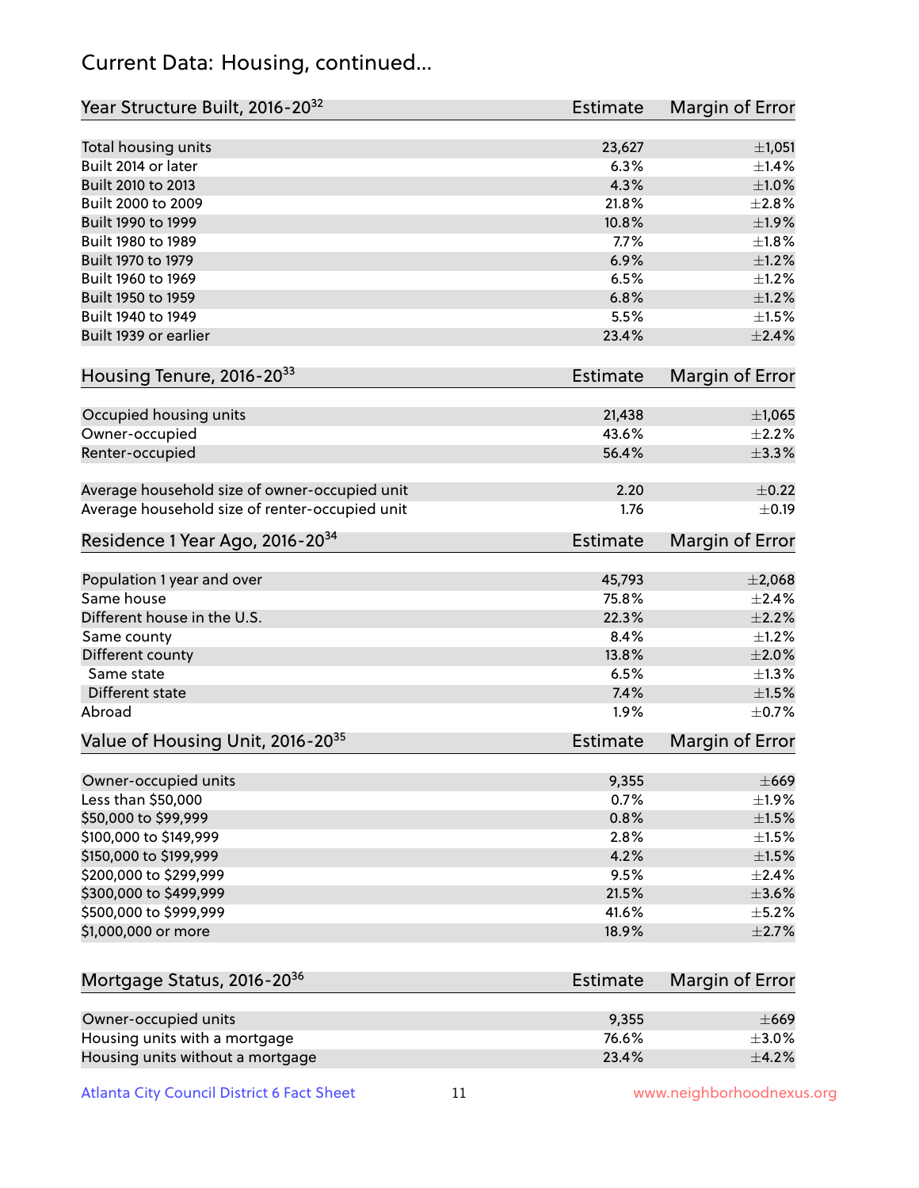## Current Data: Housing, continued...

| Year Structure Built, 2016-20[32] | Estimate | Margin of Error |
|---|---|---|
| Total housing units | 23,627 | ±1,051 |
| Built 2014 or later | 6.3% | ±1.4% |
| Built 2010 to 2013 | 4.3% | ±1.0% |
| Built 2000 to 2009 | 21.8% | ±2.8% |
| Built 1990 to 1999 | 10.8% | ±1.9% |
| Built 1980 to 1989 | 7.7% | ±1.8% |
| Built 1970 to 1979 | 6.9% | ±1.2% |
| Built 1960 to 1969 | 6.5% | ±1.2% |
| Built 1950 to 1959 | 6.8% | ±1.2% |
| Built 1940 to 1949 | 5.5% | ±1.5% |
| Built 1939 or earlier | 23.4% | ±2.4% |

| Housing Tenure, 2016-20[33] | Estimate | Margin of Error |
|---|---|---|
| Occupied housing units | 21,438 | ±1,065 |
| Owner-occupied | 43.6% | ±2.2% |
| Renter-occupied | 56.4% | ±3.3% |
| Average household size of owner-occupied unit | 2.20 | ±0.22 |
| Average household size of renter-occupied unit | 1.76 | ±0.19 |

| Residence 1 Year Ago, 2016-20[34] | Estimate | Margin of Error |
|---|---|---|
| Population 1 year and over | 45,793 | ±2,068 |
| Same house | 75.8% | ±2.4% |
| Different house in the U.S. | 22.3% | ±2.2% |
| Same county | 8.4% | ±1.2% |
| Different county | 13.8% | ±2.0% |
| Same state | 6.5% | ±1.3% |
| Different state | 7.4% | ±1.5% |
| Abroad | 1.9% | ±0.7% |

| Value of Housing Unit, 2016-20[35] | Estimate | Margin of Error |
|---|---|---|
| Owner-occupied units | 9,355 | ±669 |
| Less than $50,000 | 0.7% | ±1.9% |
| $50,000 to $99,999 | 0.8% | ±1.5% |
| $100,000 to $149,999 | 2.8% | ±1.5% |
| $150,000 to $199,999 | 4.2% | ±1.5% |
| $200,000 to $299,999 | 9.5% | ±2.4% |
| $300,000 to $499,999 | 21.5% | ±3.6% |
| $500,000 to $999,999 | 41.6% | ±5.2% |
| $1,000,000 or more | 18.9% | ±2.7% |

| Mortgage Status, 2016-20[36] | Estimate | Margin of Error |
|---|---|---|
| Owner-occupied units | 9,355 | ±669 |
| Housing units with a mortgage | 76.6% | ±3.0% |
| Housing units without a mortgage | 23.4% | ±4.2% |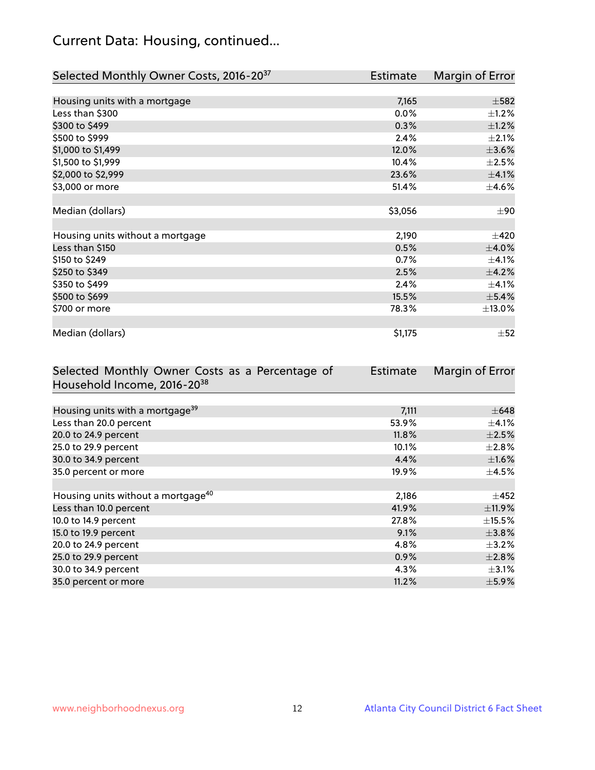## Current Data: Housing, continued...

| Selected Monthly Owner Costs, 2016-20[37] | Estimate | Margin of Error |
|---|---|---|
| Housing units with a mortgage | 7,165 | ±582 |
| Less than $300 | 0.0% | ±1.2% |
| $300 to $499 | 0.3% | ±1.2% |
| $500 to $999 | 2.4% | ±2.1% |
| $1,000 to $1,499 | 12.0% | ±3.6% |
| $1,500 to $1,999 | 10.4% | ±2.5% |
| $2,000 to $2,999 | 23.6% | ±4.1% |
| $3,000 or more | 51.4% | ±4.6% |
| | | |
| Median (dollars) | $3,056 | ±90 |
| | | |
| Housing units without a mortgage | 2,190 | ±420 |
| Less than $150 | 0.5% | ±4.0% |
| $150 to $249 | 0.7% | ±4.1% |
| $250 to $349 | 2.5% | ±4.2% |
| $350 to $499 | 2.4% | ±4.1% |
| $500 to $699 | 15.5% | ±5.4% |
| $700 or more | 78.3% | ±13.0% |
| | | |
| Median (dollars) | $1,175 | ±52 |

| Selected Monthly Owner Costs as a Percentage of Household Income, 2016-20[38] | Estimate | Margin of Error |
|---|---|---|
| Housing units with a mortgage[39] | 7,111 | ±648 |
| Less than 20.0 percent | 53.9% | ±4.1% |
| 20.0 to 24.9 percent | 11.8% | ±2.5% |
| 25.0 to 29.9 percent | 10.1% | ±2.8% |
| 30.0 to 34.9 percent | 4.4% | ±1.6% |
| 35.0 percent or more | 19.9% | ±4.5% |
| | | |
| Housing units without a mortgage[40] | 2,186 | ±452 |
| Less than 10.0 percent | 41.9% | ±11.9% |
| 10.0 to 14.9 percent | 27.8% | ±15.5% |
| 15.0 to 19.9 percent | 9.1% | ±3.8% |
| 20.0 to 24.9 percent | 4.8% | ±3.2% |
| 25.0 to 29.9 percent | 0.9% | ±2.8% |
| 30.0 to 34.9 percent | 4.3% | ±3.1% |
| 35.0 percent or more | 11.2% | ±5.9% |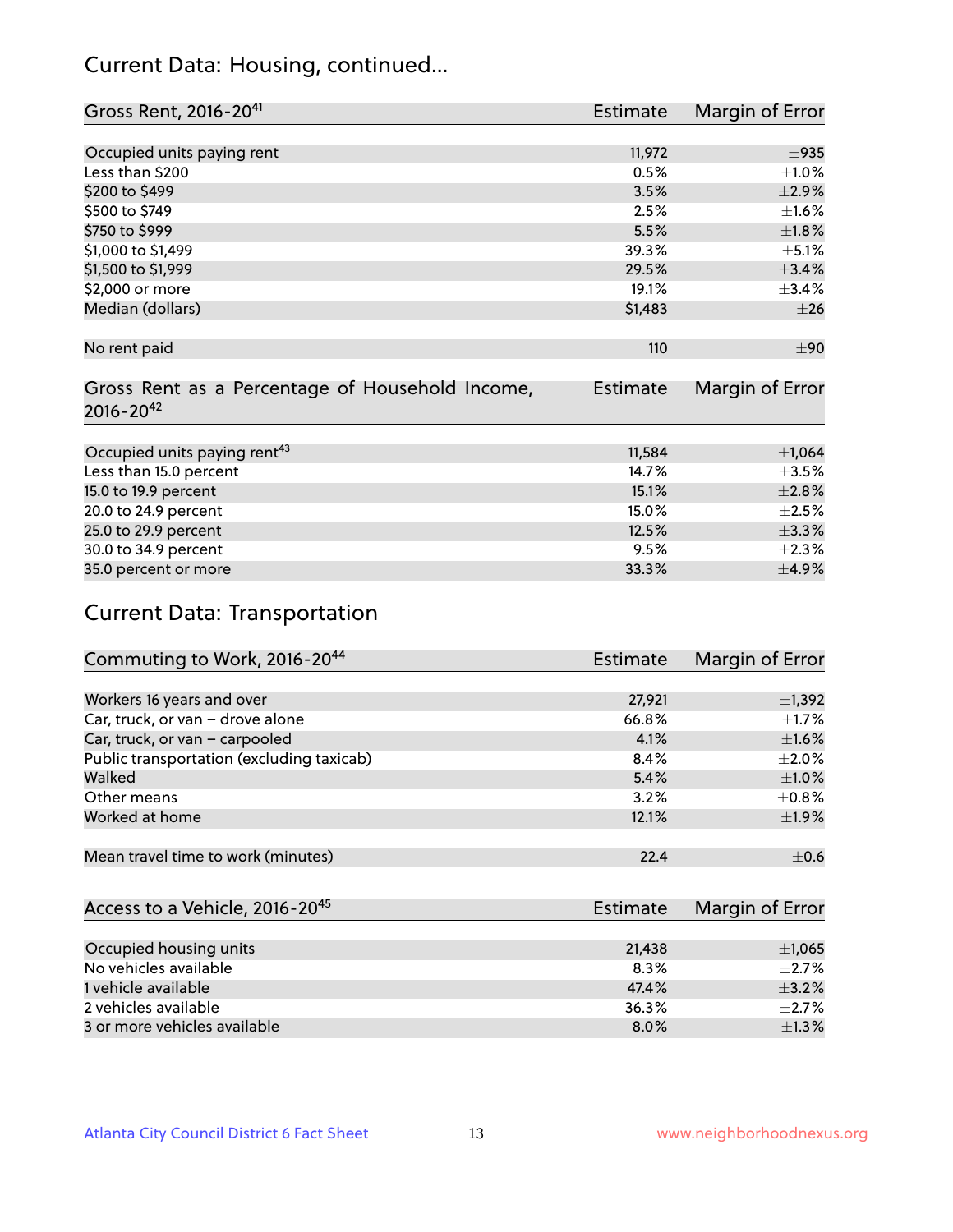## Current Data: Housing, continued...

| Gross Rent, 2016-20[41] | Estimate | Margin of Error |
|---|---|---|
| Occupied units paying rent | 11,972 | ±935 |
| Less than $200 | 0.5% | ±1.0% |
| $200 to $499 | 3.5% | ±2.9% |
| $500 to $749 | 2.5% | ±1.6% |
| $750 to $999 | 5.5% | ±1.8% |
| $1,000 to $1,499 | 39.3% | ±5.1% |
| $1,500 to $1,999 | 29.5% | ±3.4% |
| $2,000 or more | 19.1% | ±3.4% |
| Median (dollars) | $1,483 | ±26 |
| No rent paid | 110 | ±90 |

| Gross Rent as a Percentage of Household Income, 2016-20[42] | Estimate | Margin of Error |
|---|---|---|
| Occupied units paying rent[43] | 11,584 | ±1,064 |
| Less than 15.0 percent | 14.7% | ±3.5% |
| 15.0 to 19.9 percent | 15.1% | ±2.8% |
| 20.0 to 24.9 percent | 15.0% | ±2.5% |
| 25.0 to 29.9 percent | 12.5% | ±3.3% |
| 30.0 to 34.9 percent | 9.5% | ±2.3% |
| 35.0 percent or more | 33.3% | ±4.9% |

## Current Data: Transportation

| Commuting to Work, 2016-20[44] | Estimate | Margin of Error |
|---|---|---|
| Workers 16 years and over | 27,921 | ±1,392 |
| Car, truck, or van – drove alone | 66.8% | ±1.7% |
| Car, truck, or van – carpooled | 4.1% | ±1.6% |
| Public transportation (excluding taxicab) | 8.4% | ±2.0% |
| Walked | 5.4% | ±1.0% |
| Other means | 3.2% | ±0.8% |
| Worked at home | 12.1% | ±1.9% |
| Mean travel time to work (minutes) | 22.4 | ±0.6 |

| Access to a Vehicle, 2016-20[45] | Estimate | Margin of Error |
|---|---|---|
| Occupied housing units | 21,438 | ±1,065 |
| No vehicles available | 8.3% | ±2.7% |
| 1 vehicle available | 47.4% | ±3.2% |
| 2 vehicles available | 36.3% | ±2.7% |
| 3 or more vehicles available | 8.0% | ±1.3% |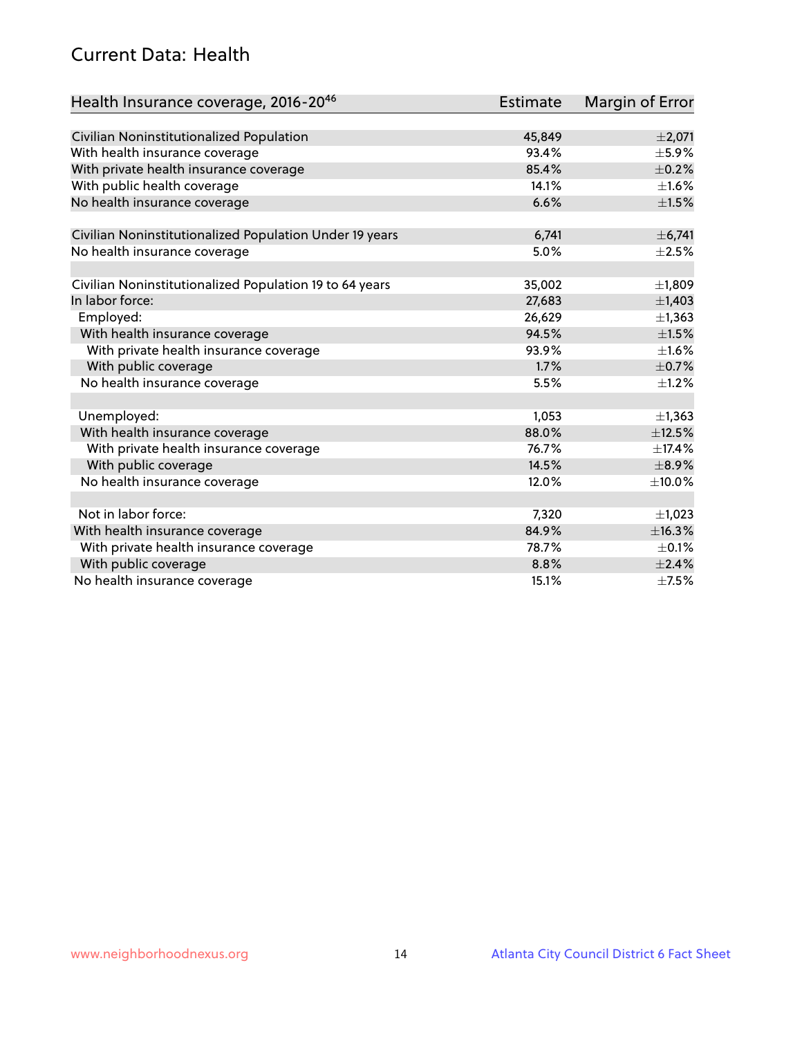## Current Data: Health

| Health Insurance coverage, 2016-20[46] | Estimate | Margin of Error |
|---|---|---|
| Civilian Noninstitutionalized Population | 45,849 | ±2,071 |
| With health insurance coverage | 93.4% | ±5.9% |
| With private health insurance coverage | 85.4% | ±0.2% |
| With public health coverage | 14.1% | ±1.6% |
| No health insurance coverage | 6.6% | ±1.5% |
| | | |
| Civilian Noninstitutionalized Population Under 19 years | 6,741 | ±6,741 |
| No health insurance coverage | 5.0% | ±2.5% |
| | | |
| Civilian Noninstitutionalized Population 19 to 64 years | 35,002 | ±1,809 |
| In labor force: | 27,683 | ±1,403 |
| Employed: | 26,629 | ±1,363 |
| With health insurance coverage | 94.5% | ±1.5% |
| With private health insurance coverage | 93.9% | ±1.6% |
| With public coverage | 1.7% | ±0.7% |
| No health insurance coverage | 5.5% | ±1.2% |
| | | |
| Unemployed: | 1,053 | ±1,363 |
| With health insurance coverage | 88.0% | ±12.5% |
| With private health insurance coverage | 76.7% | ±17.4% |
| With public coverage | 14.5% | ±8.9% |
| No health insurance coverage | 12.0% | ±10.0% |
| | | |
| Not in labor force: | 7,320 | ±1,023 |
| With health insurance coverage | 84.9% | ±16.3% |
| With private health insurance coverage | 78.7% | ±0.1% |
| With public coverage | 8.8% | ±2.4% |
| No health insurance coverage | 15.1% | ±7.5% |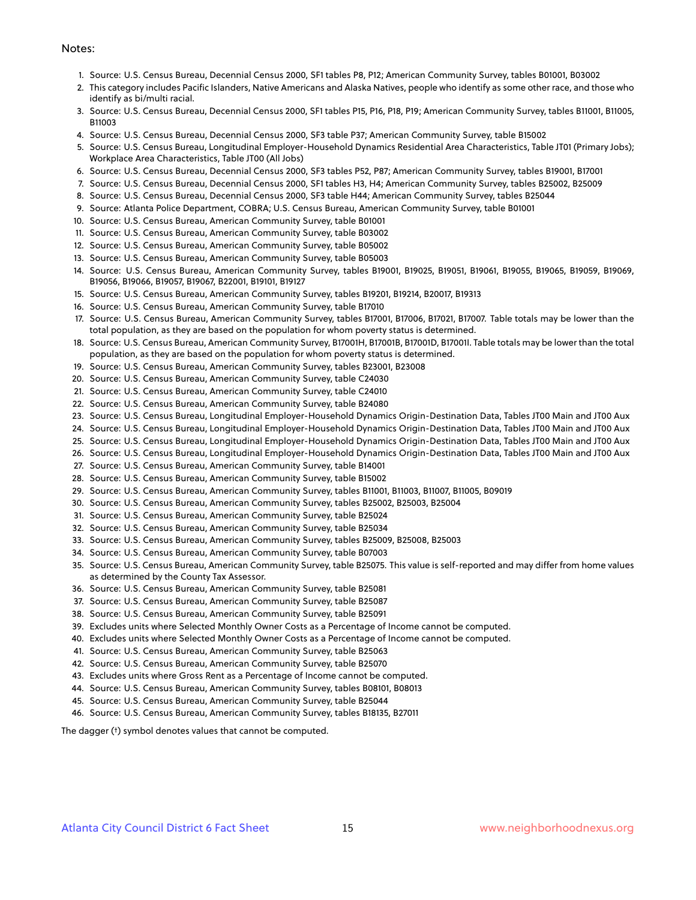Notes:

1. Source: U.S. Census Bureau, Decennial Census 2000, SF1 tables P8, P12; American Community Survey, tables B01001, B03002
2. This category includes Pacific Islanders, Native Americans and Alaska Natives, people who identify as some other race, and those who identify as bi/multi racial.
3. Source: U.S. Census Bureau, Decennial Census 2000, SF1 tables P15, P16, P18, P19; American Community Survey, tables B11001, B11005, B11003
4. Source: U.S. Census Bureau, Decennial Census 2000, SF3 table P37; American Community Survey, table B15002
5. Source: U.S. Census Bureau, Longitudinal Employer-Household Dynamics Residential Area Characteristics, Table JT01 (Primary Jobs); Workplace Area Characteristics, Table JT00 (All Jobs)
6. Source: U.S. Census Bureau, Decennial Census 2000, SF3 tables P52, P87; American Community Survey, tables B19001, B17001
7. Source: U.S. Census Bureau, Decennial Census 2000, SF1 tables H3, H4; American Community Survey, tables B25002, B25009
8. Source: U.S. Census Bureau, Decennial Census 2000, SF3 table H44; American Community Survey, tables B25044
9. Source: Atlanta Police Department, COBRA; U.S. Census Bureau, American Community Survey, table B01001
10. Source: U.S. Census Bureau, American Community Survey, table B01001
11. Source: U.S. Census Bureau, American Community Survey, table B03002
12. Source: U.S. Census Bureau, American Community Survey, table B05002
13. Source: U.S. Census Bureau, American Community Survey, table B05003
14. Source: U.S. Census Bureau, American Community Survey, tables B19001, B19025, B19051, B19061, B19055, B19065, B19059, B19069, B19056, B19066, B19057, B19067, B22001, B19101, B19127
15. Source: U.S. Census Bureau, American Community Survey, tables B19201, B19214, B20017, B19313
16. Source: U.S. Census Bureau, American Community Survey, table B17010
17. Source: U.S. Census Bureau, American Community Survey, tables B17001, B17006, B17021, B17007. Table totals may be lower than the total population, as they are based on the population for whom poverty status is determined.
18. Source: U.S. Census Bureau, American Community Survey, B17001H, B17001B, B17001D, B17001I. Table totals may be lower than the total population, as they are based on the population for whom poverty status is determined.
19. Source: U.S. Census Bureau, American Community Survey, tables B23001, B23008
20. Source: U.S. Census Bureau, American Community Survey, table C24030
21. Source: U.S. Census Bureau, American Community Survey, table C24010
22. Source: U.S. Census Bureau, American Community Survey, table B24080
23. Source: U.S. Census Bureau, Longitudinal Employer-Household Dynamics Origin-Destination Data, Tables JT00 Main and JT00 Aux
24. Source: U.S. Census Bureau, Longitudinal Employer-Household Dynamics Origin-Destination Data, Tables JT00 Main and JT00 Aux
25. Source: U.S. Census Bureau, Longitudinal Employer-Household Dynamics Origin-Destination Data, Tables JT00 Main and JT00 Aux
26. Source: U.S. Census Bureau, Longitudinal Employer-Household Dynamics Origin-Destination Data, Tables JT00 Main and JT00 Aux
27. Source: U.S. Census Bureau, American Community Survey, table B14001
28. Source: U.S. Census Bureau, American Community Survey, table B15002
29. Source: U.S. Census Bureau, American Community Survey, tables B11001, B11003, B11007, B11005, B09019
30. Source: U.S. Census Bureau, American Community Survey, tables B25002, B25003, B25004
31. Source: U.S. Census Bureau, American Community Survey, table B25024
32. Source: U.S. Census Bureau, American Community Survey, table B25034
33. Source: U.S. Census Bureau, American Community Survey, tables B25009, B25008, B25003
34. Source: U.S. Census Bureau, American Community Survey, table B07003
35. Source: U.S. Census Bureau, American Community Survey, table B25075. This value is self-reported and may differ from home values as determined by the County Tax Assessor.
36. Source: U.S. Census Bureau, American Community Survey, table B25081
37. Source: U.S. Census Bureau, American Community Survey, table B25087
38. Source: U.S. Census Bureau, American Community Survey, table B25091
39. Excludes units where Selected Monthly Owner Costs as a Percentage of Income cannot be computed.
40. Excludes units where Selected Monthly Owner Costs as a Percentage of Income cannot be computed.
41. Source: U.S. Census Bureau, American Community Survey, table B25063
42. Source: U.S. Census Bureau, American Community Survey, table B25070
43. Excludes units where Gross Rent as a Percentage of Income cannot be computed.
44. Source: U.S. Census Bureau, American Community Survey, tables B08101, B08013
45. Source: U.S. Census Bureau, American Community Survey, table B25044
46. Source: U.S. Census Bureau, American Community Survey, tables B18135, B27011

The dagger (†) symbol denotes values that cannot be computed.